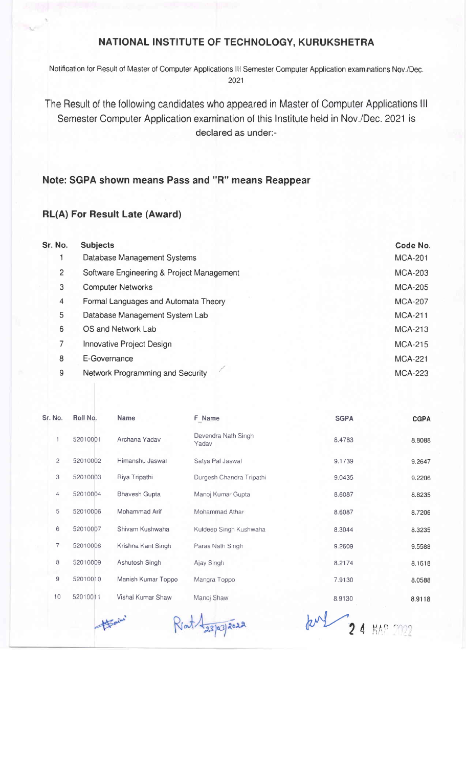# NATIONAL INSTITUTE OF TECHNOLOGY, KURUKSHETRA

Notification for Result of Master of Computer Applications III Semester Computer Application examinations Nov./Dec. 2021

The Result of the following candidates who appeared in Master of Computer Applications III Semester Computer Application examination of this Institute held in Nov./Dec. 2021 is declared as under:-

## Note: SGPA shown means Pass and "R" means Reappear

### RL(A) For Result Late (Award)

| Sr. No. | Subjects | Code No. |
|---|---|---|
| 1 | Database Management Systems | MCA-201 |
| 2 | Software Engineering & Project Management | MCA-203 |
| 3 | Computer Networks | MCA-205 |
| 4 | Formal Languages and Automata Theory | MCA-207 |
| 5 | Database Management System Lab | MCA-211 |
| 6 | OS and Network Lab | MCA-213 |
| 7 | Innovative Project Design | MCA-215 |
| 8 | E-Governance | MCA-221 |
| 9 | Network Programming and Security | MCA-223 |

| Sr. No. | Roll No. | Name | F_Name | SGPA | CGPA |
|---|---|---|---|---|---|
| 1 | 52010001 | Archana Yadav | Devendra Nath Singh Yadav | 8.4783 | 8.8088 |
| 2 | 52010002 | Himanshu Jaswal | Satya Pal Jaswal | 9.1739 | 9.2647 |
| 3 | 52010003 | Riya Tripathi | Durgesh Chandra Tripathi | 9.0435 | 9.2206 |
| 4 | 52010004 | Bhavesh Gupta | Manoj Kumar Gupta | 8.6087 | 8.8235 |
| 5 | 52010006 | Mohammad Arif | Mohammad Athar | 8.6087 | 8.7206 |
| 6 | 52010007 | Shivam Kushwaha | Kuldeep Singh Kushwaha | 8.3044 | 8.3235 |
| 7 | 52010008 | Krishna Kant Singh | Paras Nath Singh | 9.2609 | 9.5588 |
| 8 | 52010009 | Ashutosh Singh | Ajay Singh | 8.2174 | 8.1618 |
| 9 | 52010010 | Manish Kumar Toppo | Mangra Toppo | 7.9130 | 8.0588 |
| 10 | 52010011 | Vishal Kumar Shaw | Manoj Shaw | 8.9130 | 8.9118 |

23/03/2022

24 MAR 2022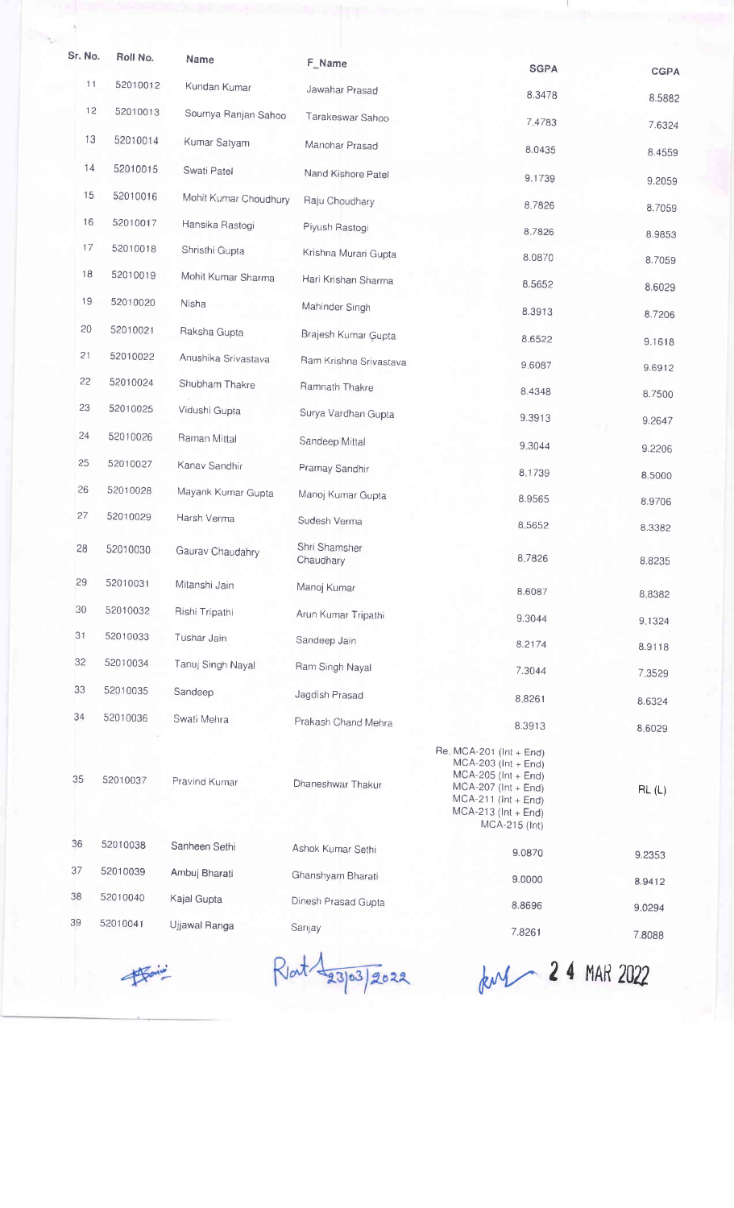| Sr. No. | Roll No. | Name | F_Name | SGPA | CGPA |
|---|---|---|---|---|---|
| 11 | 52010012 | Kundan Kumar | Jawahar Prasad | 8.3478 | 8.5882 |
| 12 | 52010013 | Soumya Ranjan Sahoo | Tarakeswar Sahoo | 7.4783 | 7.6324 |
| 13 | 52010014 | Kumar Satyam | Manohar Prasad | 8.0435 | 8.4559 |
| 14 | 52010015 | Swati Patel | Nand Kishore Patel | 9.1739 | 9.2059 |
| 15 | 52010016 | Mohit Kumar Choudhury | Raju Choudhary | 8.7826 | 8.7059 |
| 16 | 52010017 | Hansika Rastogi | Piyush Rastogi | 8.7826 | 8.9853 |
| 17 | 52010018 | Shristhi Gupta | Krishna Murari Gupta | 8.0870 | 8.7059 |
| 18 | 52010019 | Mohit Kumar Sharma | Hari Krishan Sharma | 8.5652 | 8.6029 |
| 19 | 52010020 | Nisha | Mahinder Singh | 8.3913 | 8.7206 |
| 20 | 52010021 | Raksha Gupta | Brajesh Kumar Gupta | 8.6522 | 9.1618 |
| 21 | 52010022 | Anushika Srivastava | Ram Krishna Srivastava | 9.6087 | 9.6912 |
| 22 | 52010024 | Shubham Thakre | Ramnath Thakre | 8.4348 | 8.7500 |
| 23 | 52010025 | Vidushi Gupta | Surya Vardhan Gupta | 9.3913 | 9.2647 |
| 24 | 52010026 | Raman Mittal | Sandeep Mittal | 9.3044 | 9.2206 |
| 25 | 52010027 | Kanav Sandhir | Pramay Sandhir | 8.1739 | 8.5000 |
| 26 | 52010028 | Mayank Kumar Gupta | Manoj Kumar Gupta | 8.9565 | 8.9706 |
| 27 | 52010029 | Harsh Verma | Sudesh Verma | 8.5652 | 8.3382 |
| 28 | 52010030 | Gaurav Chaudahry | Shri Shamsher Chaudhary | 8.7826 | 8.8235 |
| 29 | 52010031 | Mitanshi Jain | Manoj Kumar | 8.6087 | 8.8382 |
| 30 | 52010032 | Rishi Tripathi | Arun Kumar Tripathi | 9.3044 | 9.1324 |
| 31 | 52010033 | Tushar Jain | Sandeep Jain | 8.2174 | 8.9118 |
| 32 | 52010034 | Tanuj Singh Nayal | Ram Singh Nayal | 7.3044 | 7.3529 |
| 33 | 52010035 | Sandeep | Jagdish Prasad | 8.8261 | 8.6324 |
| 34 | 52010036 | Swati Mehra | Prakash Chand Mehra | 8.3913 | 8.6029 |
| 35 | 52010037 | Pravind Kumar | Dhaneshwar Thakur | Re. MCA-201 (Int + End) MCA-203 (Int + End) MCA-205 (Int + End) MCA-207 (Int + End) MCA-211 (Int + End) MCA-213 (Int + End) MCA-215 (Int) | RL (L) |
| 36 | 52010038 | Sanheen Sethi | Ashok Kumar Sethi | 9.0870 | 9.2353 |
| 37 | 52010039 | Ambuj Bharati | Ghanshyam Bharati | 9.0000 | 8.9412 |
| 38 | 52010040 | Kajal Gupta | Dinesh Prasad Gupta | 8.8696 | 9.0294 |
| 39 | 52010041 | Ujjawal Ranga | Sanjay | 7.8261 | 7.8088 |

23/03/2022

24 MAR 2022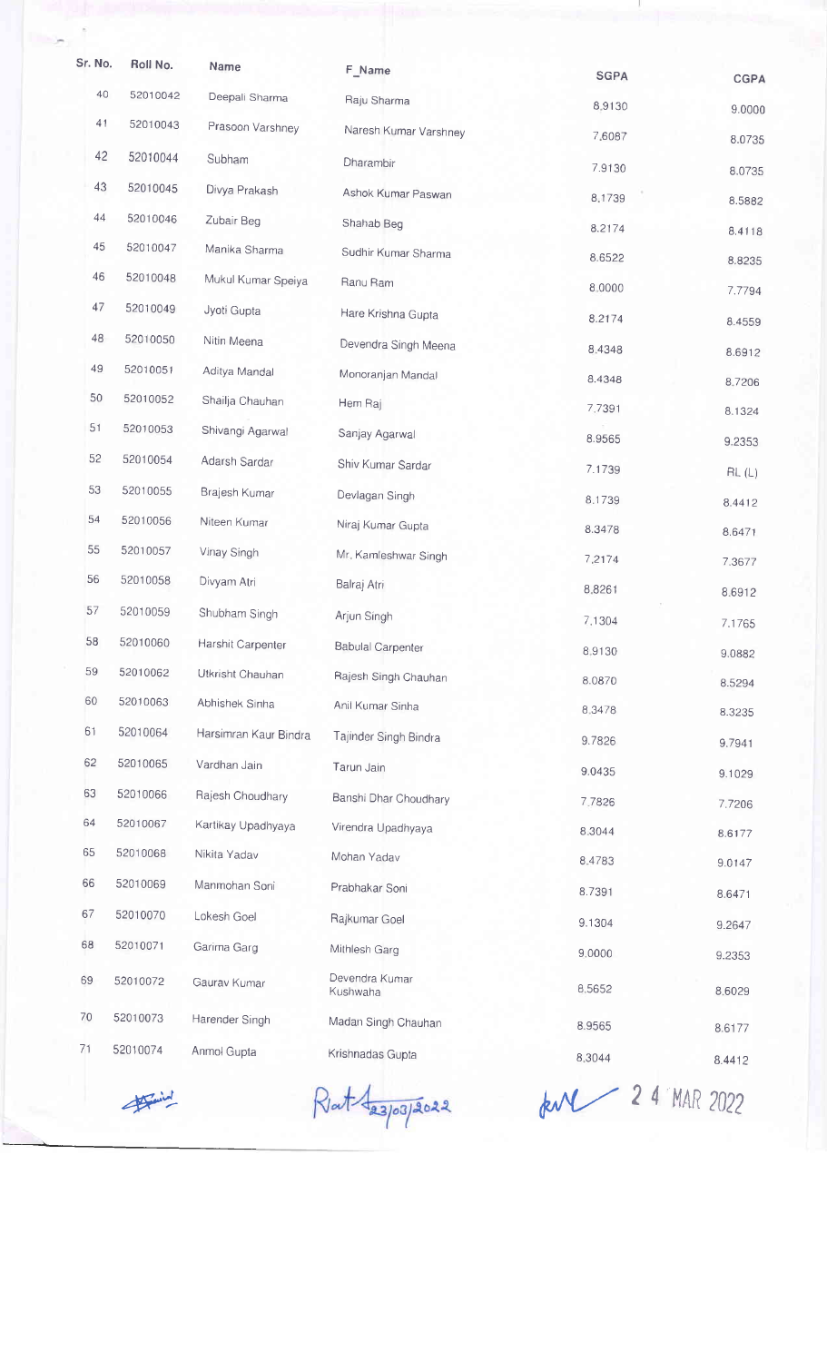| Sr. No. | Roll No. | Name | F_Name | SGPA | CGPA |
|---|---|---|---|---|---|
| 40 | 52010042 | Deepali Sharma | Raju Sharma | 8.9130 | 9.0000 |
| 41 | 52010043 | Prasoon Varshney | Naresh Kumar Varshney | 7.6087 | 8.0735 |
| 42 | 52010044 | Subham | Dharambir | 7.9130 | 8.0735 |
| 43 | 52010045 | Divya Prakash | Ashok Kumar Paswan | 8.1739 | 8.5882 |
| 44 | 52010046 | Zubair Beg | Shahab Beg | 8.2174 | 8.4118 |
| 45 | 52010047 | Manika Sharma | Sudhir Kumar Sharma | 8.6522 | 8.8235 |
| 46 | 52010048 | Mukul Kumar Speiya | Ranu Ram | 8.0000 | 7.7794 |
| 47 | 52010049 | Jyoti Gupta | Hare Krishna Gupta | 8.2174 | 8.4559 |
| 48 | 52010050 | Nitin Meena | Devendra Singh Meena | 8.4348 | 8.6912 |
| 49 | 52010051 | Aditya Mandal | Monoranjan Mandal | 8.4348 | 8.7206 |
| 50 | 52010052 | Shailja Chauhan | Hem Raj | 7.7391 | 8.1324 |
| 51 | 52010053 | Shivangi Agarwal | Sanjay Agarwal | 8.9565 | 9.2353 |
| 52 | 52010054 | Adarsh Sardar | Shiv Kumar Sardar | 7.1739 | RL (L) |
| 53 | 52010055 | Brajesh Kumar | Devlagan Singh | 8.1739 | 8.4412 |
| 54 | 52010056 | Niteen Kumar | Niraj Kumar Gupta | 8.3478 | 8.6471 |
| 55 | 52010057 | Vinay Singh | Mr. Kamleshwar Singh | 7.2174 | 7.3677 |
| 56 | 52010058 | Divyam Atri | Balraj Atri | 8.8261 | 8.6912 |
| 57 | 52010059 | Shubham Singh | Arjun Singh | 7.1304 | 7.1765 |
| 58 | 52010060 | Harshit Carpenter | Babulal Carpenter | 8.9130 | 9.0882 |
| 59 | 52010062 | Utkrisht Chauhan | Rajesh Singh Chauhan | 8.0870 | 8.5294 |
| 60 | 52010063 | Abhishek Sinha | Anil Kumar Sinha | 8.3478 | 8.3235 |
| 61 | 52010064 | Harsimran Kaur Bindra | Tajinder Singh Bindra | 9.7826 | 9.7941 |
| 62 | 52010065 | Vardhan Jain | Tarun Jain | 9.0435 | 9.1029 |
| 63 | 52010066 | Rajesh Choudhary | Banshi Dhar Choudhary | 7.7826 | 7.7206 |
| 64 | 52010067 | Kartikay Upadhyaya | Virendra Upadhyaya | 8.3044 | 8.6177 |
| 65 | 52010068 | Nikita Yadav | Mohan Yadav | 8.4783 | 9.0147 |
| 66 | 52010069 | Manmohan Soni | Prabhakar Soni | 8.7391 | 8.6471 |
| 67 | 52010070 | Lokesh Goel | Rajkumar Goel | 9.1304 | 9.2647 |
| 68 | 52010071 | Garima Garg | Mithlesh Garg | 9.0000 | 9.2353 |
| 69 | 52010072 | Gaurav Kumar | Devendra Kumar Kushwaha | 8.5652 | 8.6029 |
| 70 | 52010073 | Harender Singh | Madan Singh Chauhan | 8.9565 | 8.6177 |
| 71 | 52010074 | Anmol Gupta | Krishnadas Gupta | 8.3044 | 8.4412 |

23/03/2022

24 MAR 2022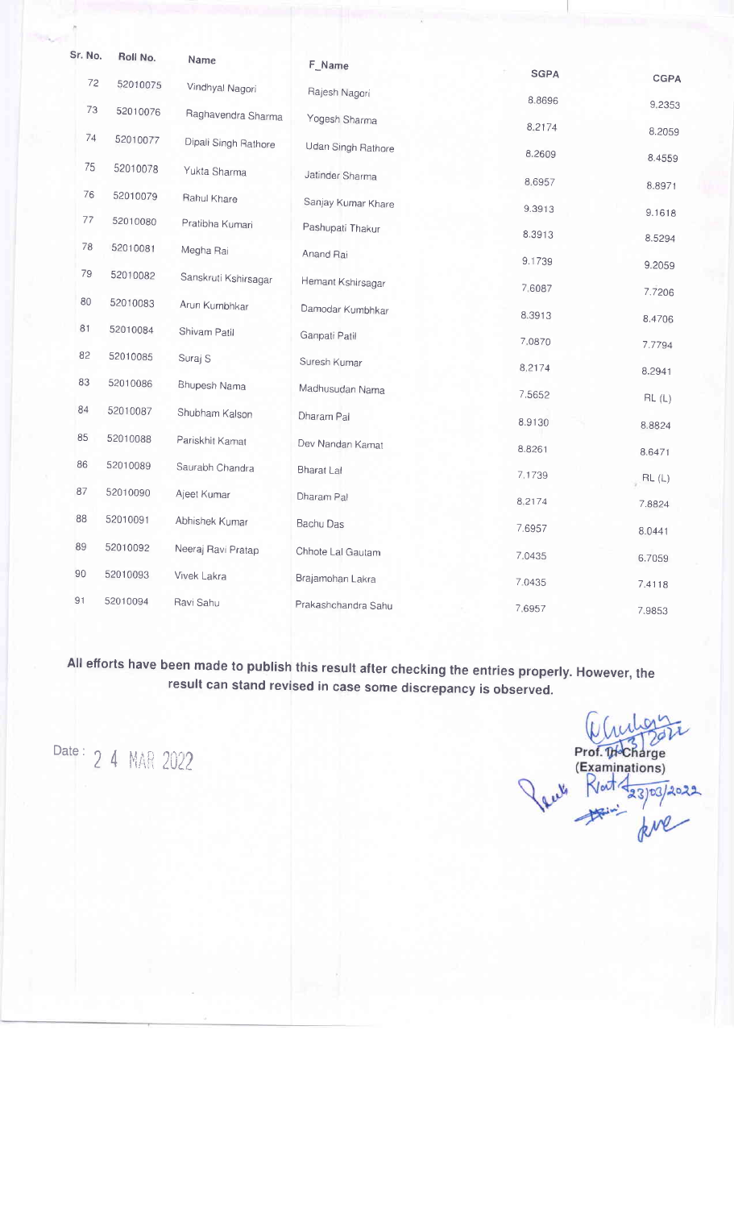| Sr. No. | Roll No. | Name | F_Name | SGPA | CGPA |
|---|---|---|---|---|---|
| 72 | 52010075 | Vindhyal Nagori | Rajesh Nagori | 8.8696 | 9.2353 |
| 73 | 52010076 | Raghavendra Sharma | Yogesh Sharma | 8.2174 | 8.2059 |
| 74 | 52010077 | Dipali Singh Rathore | Udan Singh Rathore | 8.2609 | 8.4559 |
| 75 | 52010078 | Yukta Sharma | Jatinder Sharma | 8.6957 | 8.8971 |
| 76 | 52010079 | Rahul Khare | Sanjay Kumar Khare | 9.3913 | 9.1618 |
| 77 | 52010080 | Pratibha Kumari | Pashupati Thakur | 8.3913 | 8.5294 |
| 78 | 52010081 | Megha Rai | Anand Rai | 9.1739 | 9.2059 |
| 79 | 52010082 | Sanskruti Kshirsagar | Hemant Kshirsagar | 7.6087 | 7.7206 |
| 80 | 52010083 | Arun Kumbhkar | Damodar Kumbhkar | 8.3913 | 8.4706 |
| 81 | 52010084 | Shivam Patil | Ganpati Patil | 7.0870 | 7.7794 |
| 82 | 52010085 | Suraj S | Suresh Kumar | 8.2174 | 8.2941 |
| 83 | 52010086 | Bhupesh Nama | Madhusudan Nama | 7.5652 | RL (L) |
| 84 | 52010087 | Shubham Kalson | Dharam Pal | 8.9130 | 8.8824 |
| 85 | 52010088 | Pariskhit Kamat | Dev Nandan Kamat | 8.8261 | 8.6471 |
| 86 | 52010089 | Saurabh Chandra | Bharat Lal | 7.1739 | RL (L) |
| 87 | 52010090 | Ajeet Kumar | Dharam Pal | 8.2174 | 7.8824 |
| 88 | 52010091 | Abhishek Kumar | Bachu Das | 7.6957 | 8.0441 |
| 89 | 52010092 | Neeraj Ravi Pratap | Chhote Lal Gautam | 7.0435 | 6.7059 |
| 90 | 52010093 | Vivek Lakra | Brajamohan Lakra | 7.0435 | 7.4118 |
| 91 | 52010094 | Ravi Sahu | Prakashchandra Sahu | 7.6957 | 7.9853 |

**All efforts have been made to publish this result after checking the entries properly. However, the result can stand revised in case some discrepancy is observed.**

Date: 24 MAR 2022

**Prof. In-Charge**
**(Examinations)**